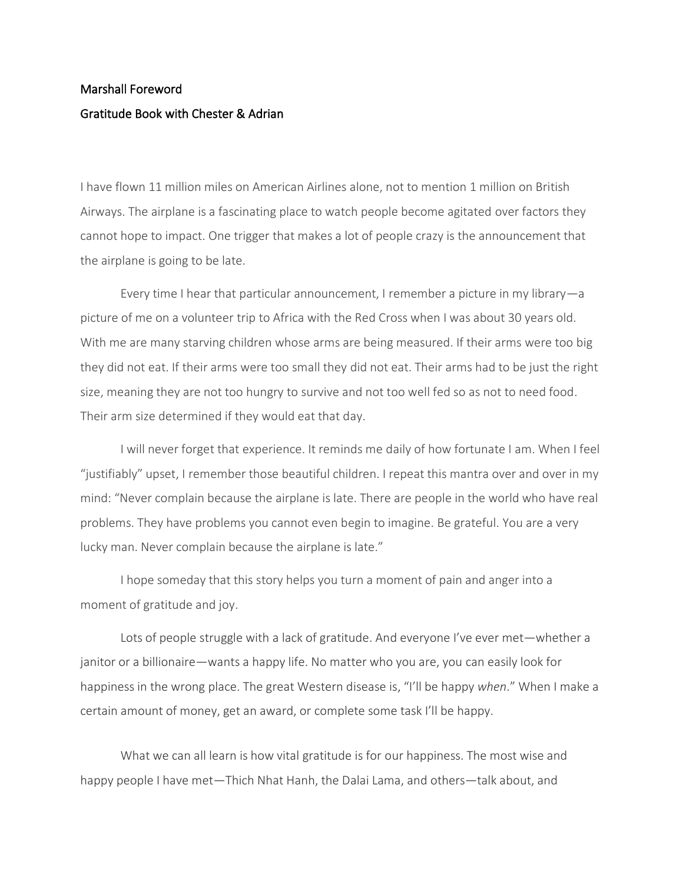Marshall Foreword

Gratitude Book with Chester & Adrian

I have flown 11 million miles on American Airlines alone, not to mention 1 million on British Airways. The airplane is a fascinating place to watch people become agitated over factors they cannot hope to impact. One trigger that makes a lot of people crazy is the announcement that the airplane is going to be late.

Every time I hear that particular announcement, I remember a picture in my library—a picture of me on a volunteer trip to Africa with the Red Cross when I was about 30 years old. With me are many starving children whose arms are being measured. If their arms were too big they did not eat. If their arms were too small they did not eat. Their arms had to be just the right size, meaning they are not too hungry to survive and not too well fed so as not to need food. Their arm size determined if they would eat that day.

I will never forget that experience. It reminds me daily of how fortunate I am. When I feel "justifiably" upset, I remember those beautiful children. I repeat this mantra over and over in my mind: "Never complain because the airplane is late. There are people in the world who have real problems. They have problems you cannot even begin to imagine. Be grateful. You are a very lucky man. Never complain because the airplane is late."

I hope someday that this story helps you turn a moment of pain and anger into a moment of gratitude and joy.

Lots of people struggle with a lack of gratitude. And everyone I've ever met—whether a janitor or a billionaire—wants a happy life. No matter who you are, you can easily look for happiness in the wrong place. The great Western disease is, "I'll be happy *when*." When I make a certain amount of money, get an award, or complete some task I'll be happy.

What we can all learn is how vital gratitude is for our happiness. The most wise and happy people I have met—Thich Nhat Hanh, the Dalai Lama, and others—talk about, and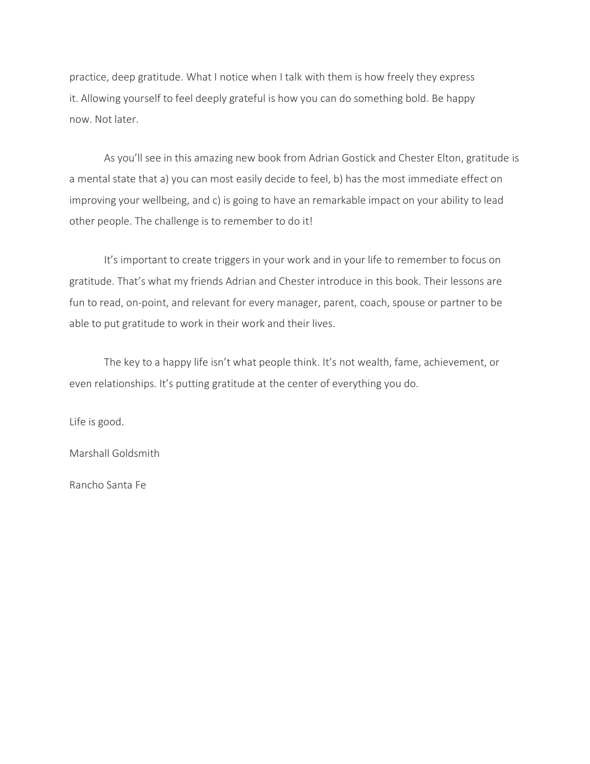practice, deep gratitude. What I notice when I talk with them is how freely they express it. Allowing yourself to feel deeply grateful is how you can do something bold. Be happy now. Not later.

As you'll see in this amazing new book from Adrian Gostick and Chester Elton, gratitude is a mental state that a) you can most easily decide to feel, b) has the most immediate effect on improving your wellbeing, and c) is going to have an remarkable impact on your ability to lead other people. The challenge is to remember to do it!

It's important to create triggers in your work and in your life to remember to focus on gratitude. That's what my friends Adrian and Chester introduce in this book. Their lessons are fun to read, on-point, and relevant for every manager, parent, coach, spouse or partner to be able to put gratitude to work in their work and their lives.

The key to a happy life isn't what people think. It's not wealth, fame, achievement, or even relationships. It's putting gratitude at the center of everything you do.

Life is good.

Marshall Goldsmith

Rancho Santa Fe